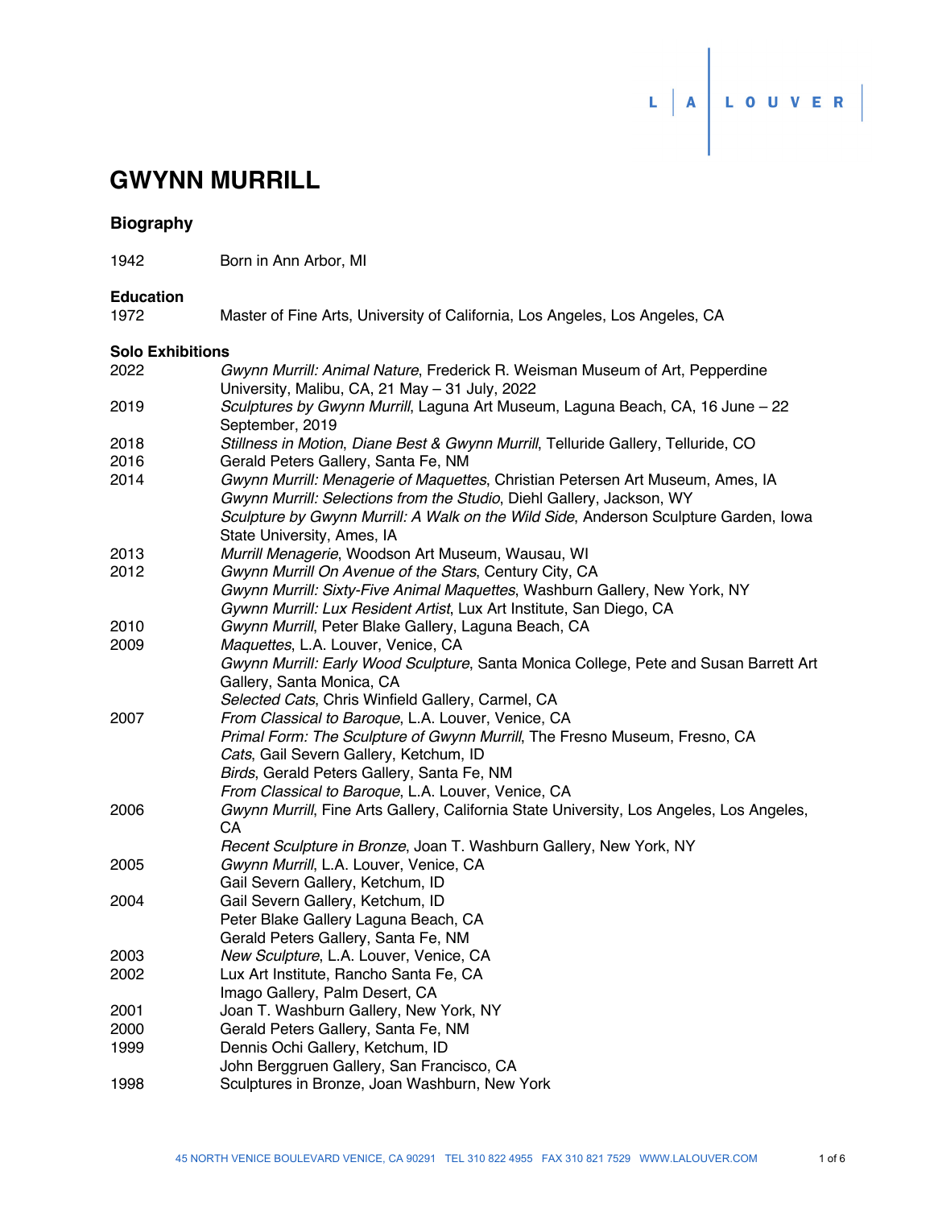# GWYNN MURRILL

## Biography

1942 Born in Ann Arbor, MI

### Education

1972 Master of Fine Arts, University of California, Los Angeles, Los Angeles, CA

### Solo Exhibitions

2022 *Gwynn Murrill: Animal Nature*, Frederick R. Weisman Museum of Art, Pepperdine University, Malibu, CA, 21 May – 31 July, 2022

2019 *Sculptures by Gwynn Murrill*, Laguna Art Museum, Laguna Beach, CA, 16 June – 22 September, 2019

2018 *Stillness in Motion, Diane Best & Gwynn Murrill*, Telluride Gallery, Telluride, CO

2016 Gerald Peters Gallery, Santa Fe, NM

2014 *Gwynn Murrill: Menagerie of Maquettes*, Christian Petersen Art Museum, Ames, IA
*Gwynn Murrill: Selections from the Studio*, Diehl Gallery, Jackson, WY
*Sculpture by Gwynn Murrill: A Walk on the Wild Side*, Anderson Sculpture Garden, Iowa State University, Ames, IA

2013 *Murrill Menagerie*, Woodson Art Museum, Wausau, WI

2012 *Gwynn Murrill On Avenue of the Stars*, Century City, CA
*Gwynn Murrill: Sixty-Five Animal Maquettes*, Washburn Gallery, New York, NY
*Gywnn Murrill: Lux Resident Artist*, Lux Art Institute, San Diego, CA

2010 *Gwynn Murrill*, Peter Blake Gallery, Laguna Beach, CA

2009 *Maquettes*, L.A. Louver, Venice, CA
*Gwynn Murrill: Early Wood Sculpture*, Santa Monica College, Pete and Susan Barrett Art Gallery, Santa Monica, CA
*Selected Cats*, Chris Winfield Gallery, Carmel, CA

2007 *From Classical to Baroque*, L.A. Louver, Venice, CA
*Primal Form: The Sculpture of Gwynn Murrill*, The Fresno Museum, Fresno, CA
*Cats*, Gail Severn Gallery, Ketchum, ID
*Birds*, Gerald Peters Gallery, Santa Fe, NM
*From Classical to Baroque*, L.A. Louver, Venice, CA

2006 *Gwynn Murrill*, Fine Arts Gallery, California State University, Los Angeles, Los Angeles, CA
*Recent Sculpture in Bronze*, Joan T. Washburn Gallery, New York, NY

2005 *Gwynn Murrill*, L.A. Louver, Venice, CA
Gail Severn Gallery, Ketchum, ID

2004 Gail Severn Gallery, Ketchum, ID
Peter Blake Gallery Laguna Beach, CA
Gerald Peters Gallery, Santa Fe, NM

2003 *New Sculpture*, L.A. Louver, Venice, CA

2002 Lux Art Institute, Rancho Santa Fe, CA
Imago Gallery, Palm Desert, CA

2001 Joan T. Washburn Gallery, New York, NY

2000 Gerald Peters Gallery, Santa Fe, NM

1999 Dennis Ochi Gallery, Ketchum, ID
John Berggruen Gallery, San Francisco, CA

1998 Sculptures in Bronze, Joan Washburn, New York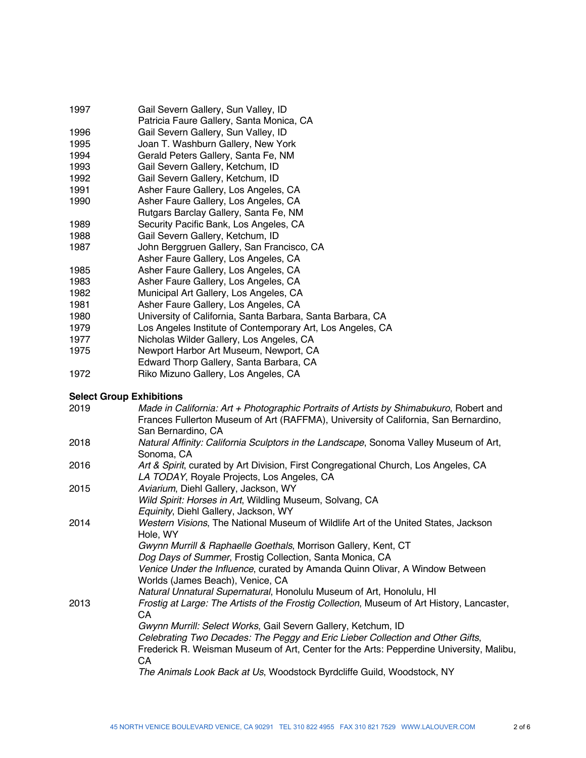1997 Gail Severn Gallery, Sun Valley, ID
Patricia Faure Gallery, Santa Monica, CA

1996 Gail Severn Gallery, Sun Valley, ID

1995 Joan T. Washburn Gallery, New York

1994 Gerald Peters Gallery, Santa Fe, NM

1993 Gail Severn Gallery, Ketchum, ID

1992 Gail Severn Gallery, Ketchum, ID

1991 Asher Faure Gallery, Los Angeles, CA

1990 Asher Faure Gallery, Los Angeles, CA
Rutgars Barclay Gallery, Santa Fe, NM

1989 Security Pacific Bank, Los Angeles, CA

1988 Gail Severn Gallery, Ketchum, ID

1987 John Berggruen Gallery, San Francisco, CA
Asher Faure Gallery, Los Angeles, CA

1985 Asher Faure Gallery, Los Angeles, CA

1983 Asher Faure Gallery, Los Angeles, CA

1982 Municipal Art Gallery, Los Angeles, CA

1981 Asher Faure Gallery, Los Angeles, CA

1980 University of California, Santa Barbara, Santa Barbara, CA

1979 Los Angeles Institute of Contemporary Art, Los Angeles, CA

1977 Nicholas Wilder Gallery, Los Angeles, CA

1975 Newport Harbor Art Museum, Newport, CA
Edward Thorp Gallery, Santa Barbara, CA

1972 Riko Mizuno Gallery, Los Angeles, CA

**Select Group Exhibitions**

2019 *Made in California: Art + Photographic Portraits of Artists by Shimabukuro*, Robert and Frances Fullerton Museum of Art (RAFFMA), University of California, San Bernardino, San Bernardino, CA

2018 *Natural Affinity: California Sculptors in the Landscape*, Sonoma Valley Museum of Art, Sonoma, CA

2016 *Art & Spirit*, curated by Art Division, First Congregational Church, Los Angeles, CA
*LA TODAY*, Royale Projects, Los Angeles, CA

2015 *Aviarium*, Diehl Gallery, Jackson, WY
*Wild Spirit: Horses in Art*, Wildling Museum, Solvang, CA
*Equinity*, Diehl Gallery, Jackson, WY

2014 *Western Visions*, The National Museum of Wildlife Art of the United States, Jackson Hole, WY
*Gwynn Murrill & Raphaelle Goethals*, Morrison Gallery, Kent, CT
*Dog Days of Summer*, Frostig Collection, Santa Monica, CA
*Venice Under the Influence*, curated by Amanda Quinn Olivar, A Window Between Worlds (James Beach), Venice, CA
*Natural Unnatural Supernatural*, Honolulu Museum of Art, Honolulu, HI

2013 *Frostig at Large: The Artists of the Frostig Collection*, Museum of Art History, Lancaster, CA
*Gwynn Murrill: Select Works*, Gail Severn Gallery, Ketchum, ID
*Celebrating Two Decades: The Peggy and Eric Lieber Collection and Other Gifts*, Frederick R. Weisman Museum of Art, Center for the Arts: Pepperdine University, Malibu, CA
*The Animals Look Back at Us*, Woodstock Byrdcliffe Guild, Woodstock, NY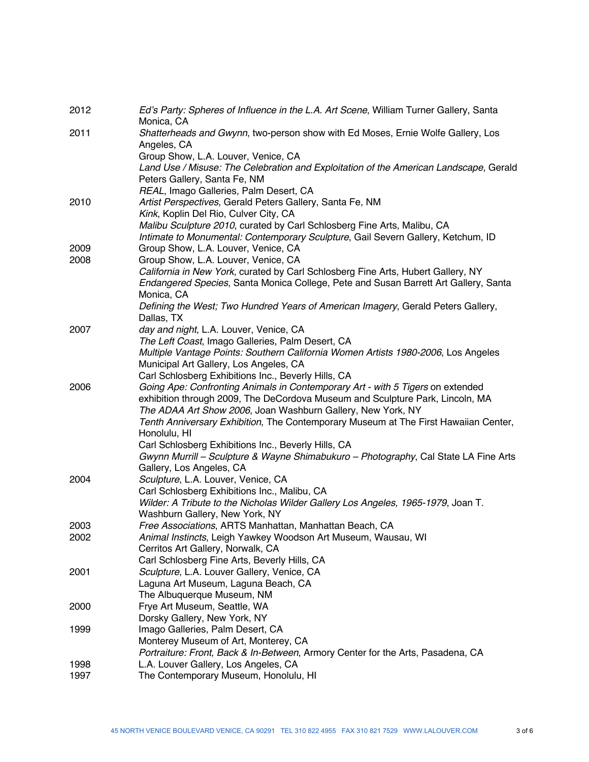2012 *Ed's Party: Spheres of Influence in the L.A. Art Scene*, William Turner Gallery, Santa Monica, CA

2011 *Shatterheads and Gwynn*, two-person show with Ed Moses, Ernie Wolfe Gallery, Los Angeles, CA
Group Show, L.A. Louver, Venice, CA
*Land Use / Misuse: The Celebration and Exploitation of the American Landscape*, Gerald Peters Gallery, Santa Fe, NM
*REAL*, Imago Galleries, Palm Desert, CA

2010 *Artist Perspectives*, Gerald Peters Gallery, Santa Fe, NM
*Kink*, Koplin Del Rio, Culver City, CA
*Malibu Sculpture 2010*, curated by Carl Schlosberg Fine Arts, Malibu, CA
*Intimate to Monumental: Contemporary Sculpture*, Gail Severn Gallery, Ketchum, ID

2009 Group Show, L.A. Louver, Venice, CA

2008 Group Show, L.A. Louver, Venice, CA
*California in New York*, curated by Carl Schlosberg Fine Arts, Hubert Gallery, NY
*Endangered Species*, Santa Monica College, Pete and Susan Barrett Art Gallery, Santa Monica, CA
*Defining the West; Two Hundred Years of American Imagery*, Gerald Peters Gallery, Dallas, TX

2007 *day and night*, L.A. Louver, Venice, CA
*The Left Coast*, Imago Galleries, Palm Desert, CA
*Multiple Vantage Points: Southern California Women Artists 1980-2006*, Los Angeles Municipal Art Gallery, Los Angeles, CA
Carl Schlosberg Exhibitions Inc., Beverly Hills, CA

2006 *Going Ape: Confronting Animals in Contemporary Art - with 5 Tigers* on extended exhibition through 2009, The DeCordova Museum and Sculpture Park, Lincoln, MA
*The ADAA Art Show 2006*, Joan Washburn Gallery, New York, NY
*Tenth Anniversary Exhibition*, The Contemporary Museum at The First Hawaiian Center, Honolulu, HI
Carl Schlosberg Exhibitions Inc., Beverly Hills, CA
*Gwynn Murrill – Sculpture & Wayne Shimabukuro – Photography*, Cal State LA Fine Arts Gallery, Los Angeles, CA

2004 *Sculpture*, L.A. Louver, Venice, CA
Carl Schlosberg Exhibitions Inc., Malibu, CA
*Wilder: A Tribute to the Nicholas Wilder Gallery Los Angeles, 1965-1979*, Joan T. Washburn Gallery, New York, NY

2003 *Free Associations*, ARTS Manhattan, Manhattan Beach, CA

2002 *Animal Instincts*, Leigh Yawkey Woodson Art Museum, Wausau, WI
Cerritos Art Gallery, Norwalk, CA
Carl Schlosberg Fine Arts, Beverly Hills, CA

2001 *Sculpture*, L.A. Louver Gallery, Venice, CA
Laguna Art Museum, Laguna Beach, CA
The Albuquerque Museum, NM

2000 Frye Art Museum, Seattle, WA
Dorsky Gallery, New York, NY

1999 Imago Galleries, Palm Desert, CA
Monterey Museum of Art, Monterey, CA
*Portraiture: Front, Back & In-Between*, Armory Center for the Arts, Pasadena, CA

1998 L.A. Louver Gallery, Los Angeles, CA

1997 The Contemporary Museum, Honolulu, HI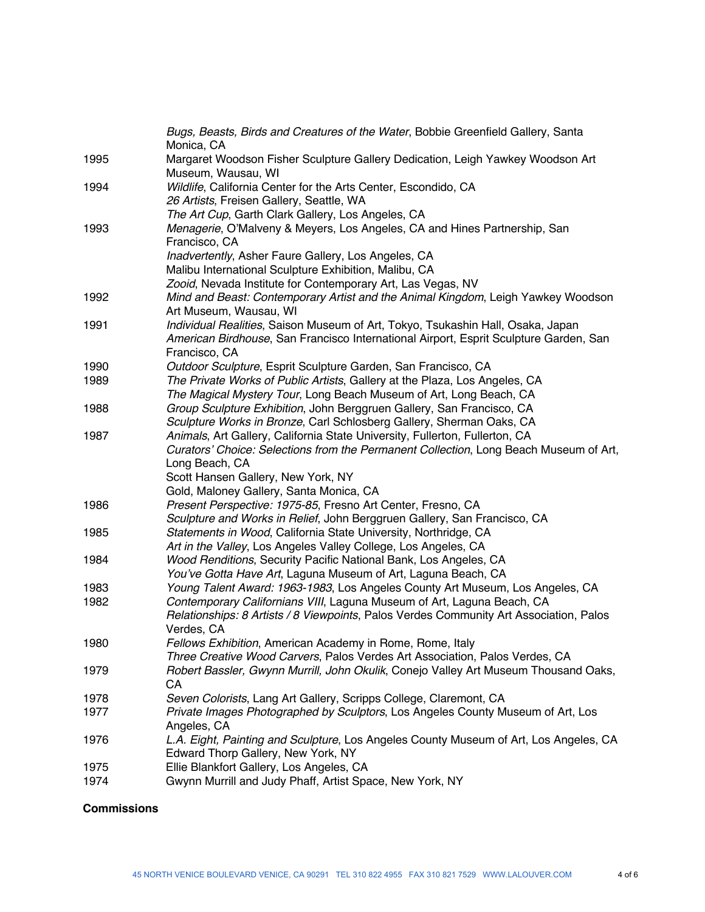*Bugs, Beasts, Birds and Creatures of the Water*, Bobbie Greenfield Gallery, Santa Monica, CA

1995 Margaret Woodson Fisher Sculpture Gallery Dedication, Leigh Yawkey Woodson Art Museum, Wausau, WI

1994 *Wildlife*, California Center for the Arts Center, Escondido, CA
*26 Artists*, Freisen Gallery, Seattle, WA
*The Art Cup*, Garth Clark Gallery, Los Angeles, CA

1993 *Menagerie*, O'Malveny & Meyers, Los Angeles, CA and Hines Partnership, San Francisco, CA
*Inadvertently*, Asher Faure Gallery, Los Angeles, CA
Malibu International Sculpture Exhibition, Malibu, CA
*Zooid*, Nevada Institute for Contemporary Art, Las Vegas, NV

1992 *Mind and Beast: Contemporary Artist and the Animal Kingdom*, Leigh Yawkey Woodson Art Museum, Wausau, WI

1991 *Individual Realities*, Saison Museum of Art, Tokyo, Tsukashin Hall, Osaka, Japan
*American Birdhouse*, San Francisco International Airport, Esprit Sculpture Garden, San Francisco, CA

1990 *Outdoor Sculpture*, Esprit Sculpture Garden, San Francisco, CA

1989 *The Private Works of Public Artists*, Gallery at the Plaza, Los Angeles, CA
*The Magical Mystery Tour*, Long Beach Museum of Art, Long Beach, CA

1988 *Group Sculpture Exhibition*, John Berggruen Gallery, San Francisco, CA
*Sculpture Works in Bronze*, Carl Schlosberg Gallery, Sherman Oaks, CA

1987 *Animals*, Art Gallery, California State University, Fullerton, Fullerton, CA
*Curators' Choice: Selections from the Permanent Collection*, Long Beach Museum of Art, Long Beach, CA
Scott Hansen Gallery, New York, NY
Gold, Maloney Gallery, Santa Monica, CA

1986 *Present Perspective: 1975-85*, Fresno Art Center, Fresno, CA
*Sculpture and Works in Relief*, John Berggruen Gallery, San Francisco, CA

1985 *Statements in Wood*, California State University, Northridge, CA
*Art in the Valley*, Los Angeles Valley College, Los Angeles, CA

1984 *Wood Renditions*, Security Pacific National Bank, Los Angeles, CA
*You've Gotta Have Art*, Laguna Museum of Art, Laguna Beach, CA

1983 *Young Talent Award: 1963-1983*, Los Angeles County Art Museum, Los Angeles, CA

1982 *Contemporary Californians VIII*, Laguna Museum of Art, Laguna Beach, CA
*Relationships: 8 Artists / 8 Viewpoints*, Palos Verdes Community Art Association, Palos Verdes, CA

1980 *Fellows Exhibition*, American Academy in Rome, Rome, Italy
*Three Creative Wood Carvers*, Palos Verdes Art Association, Palos Verdes, CA

1979 *Robert Bassler, Gwynn Murrill, John Okulik*, Conejo Valley Art Museum Thousand Oaks, CA

1978 *Seven Colorists*, Lang Art Gallery, Scripps College, Claremont, CA

1977 *Private Images Photographed by Sculptors*, Los Angeles County Museum of Art, Los Angeles, CA

1976 *L.A. Eight, Painting and Sculpture*, Los Angeles County Museum of Art, Los Angeles, CA
Edward Thorp Gallery, New York, NY

1975 Ellie Blankfort Gallery, Los Angeles, CA

1974 Gwynn Murrill and Judy Phaff, Artist Space, New York, NY

**Commissions**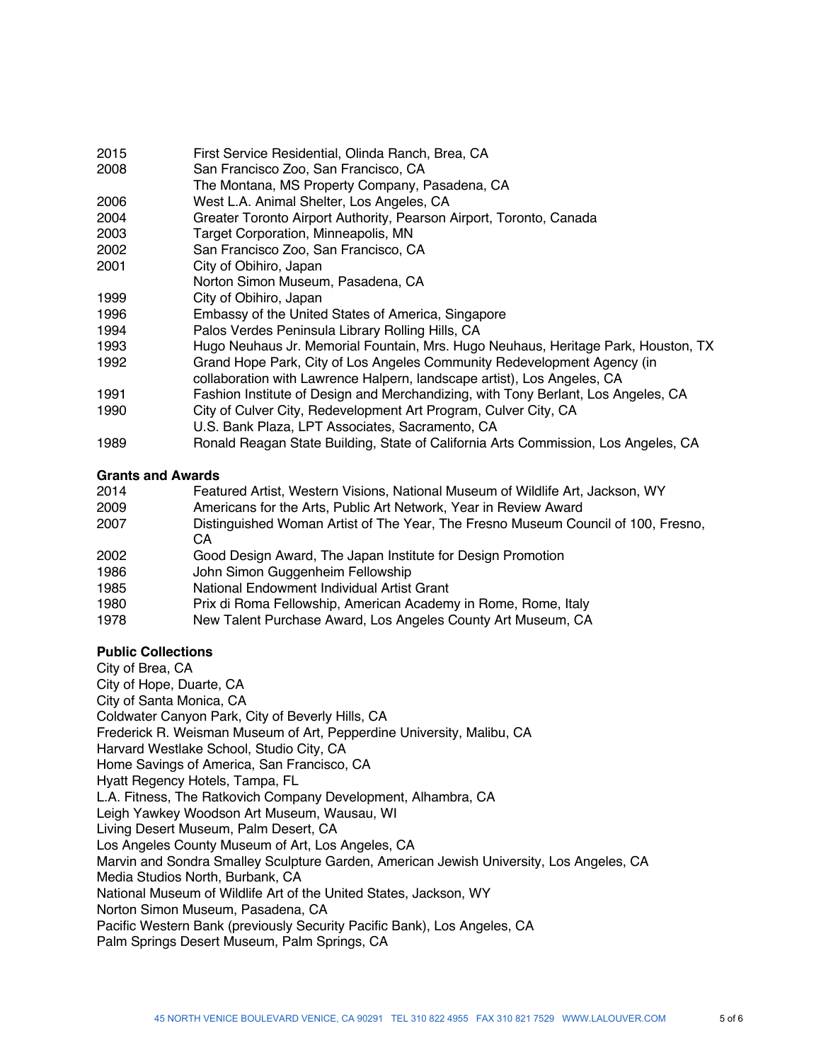2015 First Service Residential, Olinda Ranch, Brea, CA
2008 San Francisco Zoo, San Francisco, CA
The Montana, MS Property Company, Pasadena, CA
2006 West L.A. Animal Shelter, Los Angeles, CA
2004 Greater Toronto Airport Authority, Pearson Airport, Toronto, Canada
2003 Target Corporation, Minneapolis, MN
2002 San Francisco Zoo, San Francisco, CA
2001 City of Obihiro, Japan
Norton Simon Museum, Pasadena, CA
1999 City of Obihiro, Japan
1996 Embassy of the United States of America, Singapore
1994 Palos Verdes Peninsula Library Rolling Hills, CA
1993 Hugo Neuhaus Jr. Memorial Fountain, Mrs. Hugo Neuhaus, Heritage Park, Houston, TX
1992 Grand Hope Park, City of Los Angeles Community Redevelopment Agency (in collaboration with Lawrence Halpern, landscape artist), Los Angeles, CA
1991 Fashion Institute of Design and Merchandizing, with Tony Berlant, Los Angeles, CA
1990 City of Culver City, Redevelopment Art Program, Culver City, CA
U.S. Bank Plaza, LPT Associates, Sacramento, CA
1989 Ronald Reagan State Building, State of California Arts Commission, Los Angeles, CA

**Grants and Awards**

2014 Featured Artist, Western Visions, National Museum of Wildlife Art, Jackson, WY
2009 Americans for the Arts, Public Art Network, Year in Review Award
2007 Distinguished Woman Artist of The Year, The Fresno Museum Council of 100, Fresno, CA
2002 Good Design Award, The Japan Institute for Design Promotion
1986 John Simon Guggenheim Fellowship
1985 National Endowment Individual Artist Grant
1980 Prix di Roma Fellowship, American Academy in Rome, Rome, Italy
1978 New Talent Purchase Award, Los Angeles County Art Museum, CA

**Public Collections**

City of Brea, CA
City of Hope, Duarte, CA
City of Santa Monica, CA
Coldwater Canyon Park, City of Beverly Hills, CA
Frederick R. Weisman Museum of Art, Pepperdine University, Malibu, CA
Harvard Westlake School, Studio City, CA
Home Savings of America, San Francisco, CA
Hyatt Regency Hotels, Tampa, FL
L.A. Fitness, The Ratkovich Company Development, Alhambra, CA
Leigh Yawkey Woodson Art Museum, Wausau, WI
Living Desert Museum, Palm Desert, CA
Los Angeles County Museum of Art, Los Angeles, CA
Marvin and Sondra Smalley Sculpture Garden, American Jewish University, Los Angeles, CA
Media Studios North, Burbank, CA
National Museum of Wildlife Art of the United States, Jackson, WY
Norton Simon Museum, Pasadena, CA
Pacific Western Bank (previously Security Pacific Bank), Los Angeles, CA
Palm Springs Desert Museum, Palm Springs, CA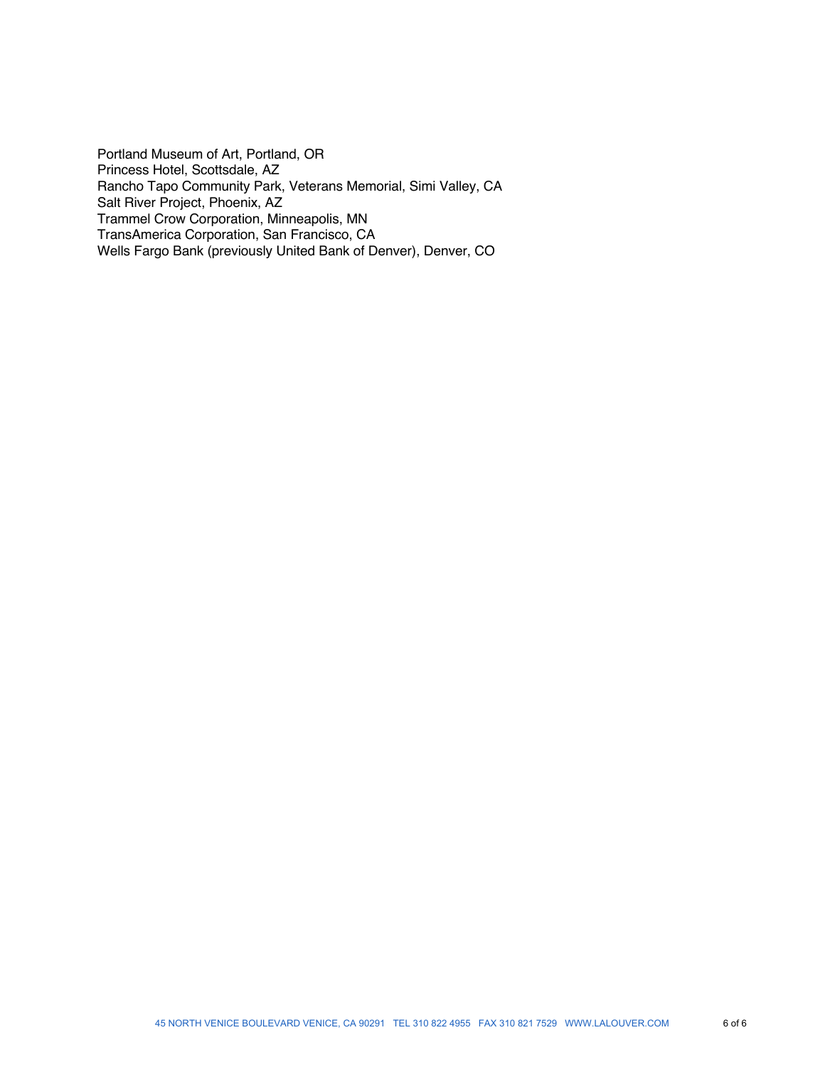Portland Museum of Art, Portland, OR
Princess Hotel, Scottsdale, AZ
Rancho Tapo Community Park, Veterans Memorial, Simi Valley, CA
Salt River Project, Phoenix, AZ
Trammel Crow Corporation, Minneapolis, MN
TransAmerica Corporation, San Francisco, CA
Wells Fargo Bank (previously United Bank of Denver), Denver, CO